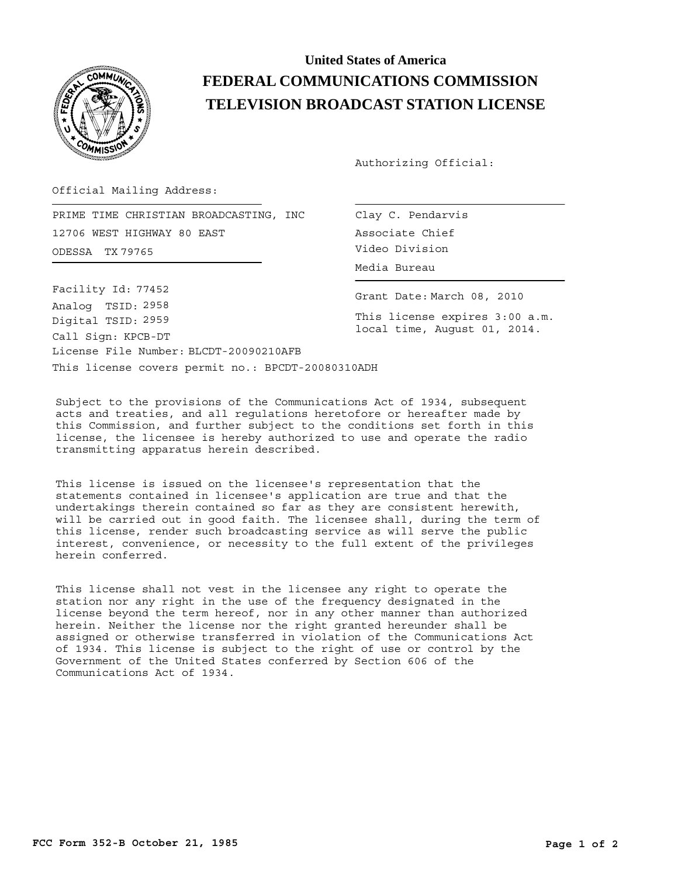United States of America

# FEDERAL COMMUNICATIONS COMMISSION

# TELEVISION BROADCAST STATION LICENSE

Authorizing Official:

Official Mailing Address:

PRIME TIME CHRISTIAN BROADCASTING, INC
12706 WEST HIGHWAY 80 EAST
ODESSA TX 79765

Clay C. Pendarvis
Associate Chief
Video Division
Media Bureau

Facility Id: 77452

Analog TSID: 2958

Digital TSID: 2959

Call Sign: KPCB-DT

License File Number: BLCDT-20090210AFB

This license covers permit no.: BPCDT-20080310ADH

Grant Date: March 08, 2010

This license expires 3:00 a.m. local time, August 01, 2014.

Subject to the provisions of the Communications Act of 1934, subsequent acts and treaties, and all regulations heretofore or hereafter made by this Commission, and further subject to the conditions set forth in this license, the licensee is hereby authorized to use and operate the radio transmitting apparatus herein described.

This license is issued on the licensee's representation that the statements contained in licensee's application are true and that the undertakings therein contained so far as they are consistent herewith, will be carried out in good faith. The licensee shall, during the term of this license, render such broadcasting service as will serve the public interest, convenience, or necessity to the full extent of the privileges herein conferred.

This license shall not vest in the licensee any right to operate the station nor any right in the use of the frequency designated in the license beyond the term hereof, nor in any other manner than authorized herein. Neither the license nor the right granted hereunder shall be assigned or otherwise transferred in violation of the Communications Act of 1934. This license is subject to the right of use or control by the Government of the United States conferred by Section 606 of the Communications Act of 1934.

FCC Form 352-B October 21, 1985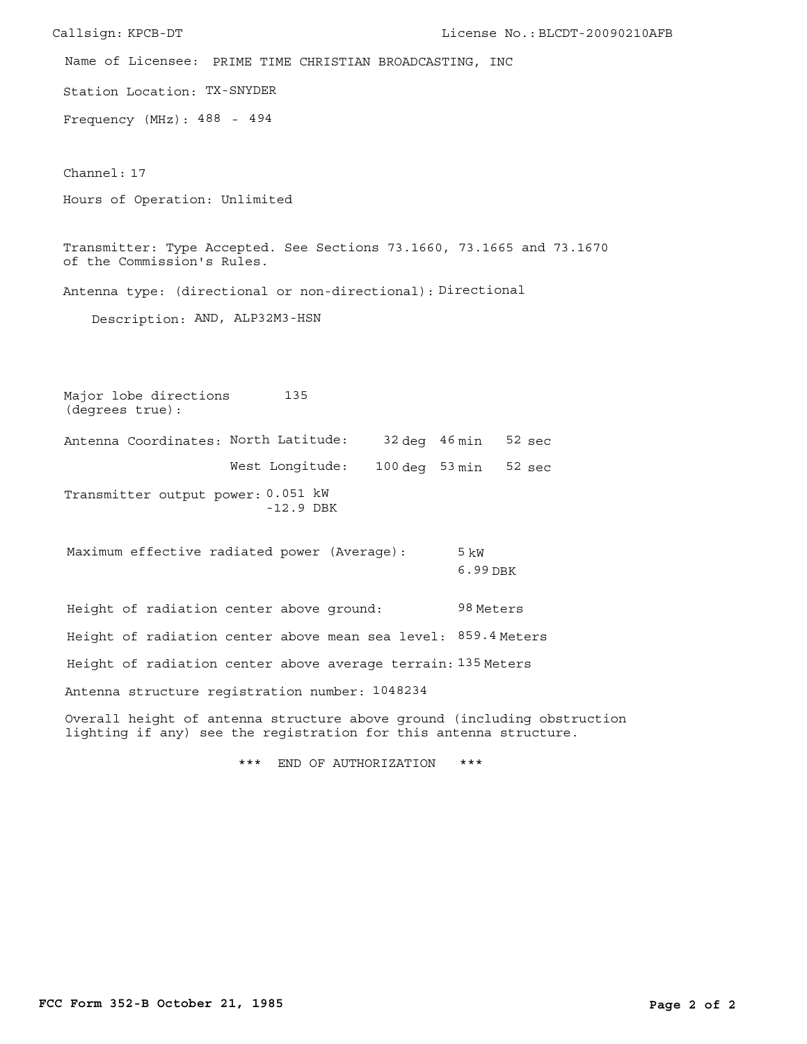Callsign: KPCB-DT

License No.: BLCDT-20090210AFB

Name of Licensee: PRIME TIME CHRISTIAN BROADCASTING, INC

Station Location: TX-SNYDER

Frequency (MHz): 488 - 494

Channel: 17

Hours of Operation: Unlimited

Transmitter: Type Accepted. See Sections 73.1660, 73.1665 and 73.1670 of the Commission's Rules.

Antenna type: (directional or non-directional): Directional

Description: AND, ALP32M3-HSN

Major lobe directions (degrees true): 135

Antenna Coordinates: North Latitude: 32 deg 46 min 52 sec

West Longitude: 100 deg 53 min 52 sec

Transmitter output power: 0.051 kW
-12.9 DBK

Maximum effective radiated power (Average): 5 kW
6.99 DBK

Height of radiation center above ground: 98 Meters

Height of radiation center above mean sea level: 859.4 Meters

Height of radiation center above average terrain: 135 Meters

Antenna structure registration number: 1048234

Overall height of antenna structure above ground (including obstruction lighting if any) see the registration for this antenna structure.

*** END OF AUTHORIZATION ***

FCC Form 352-B October 21, 1985